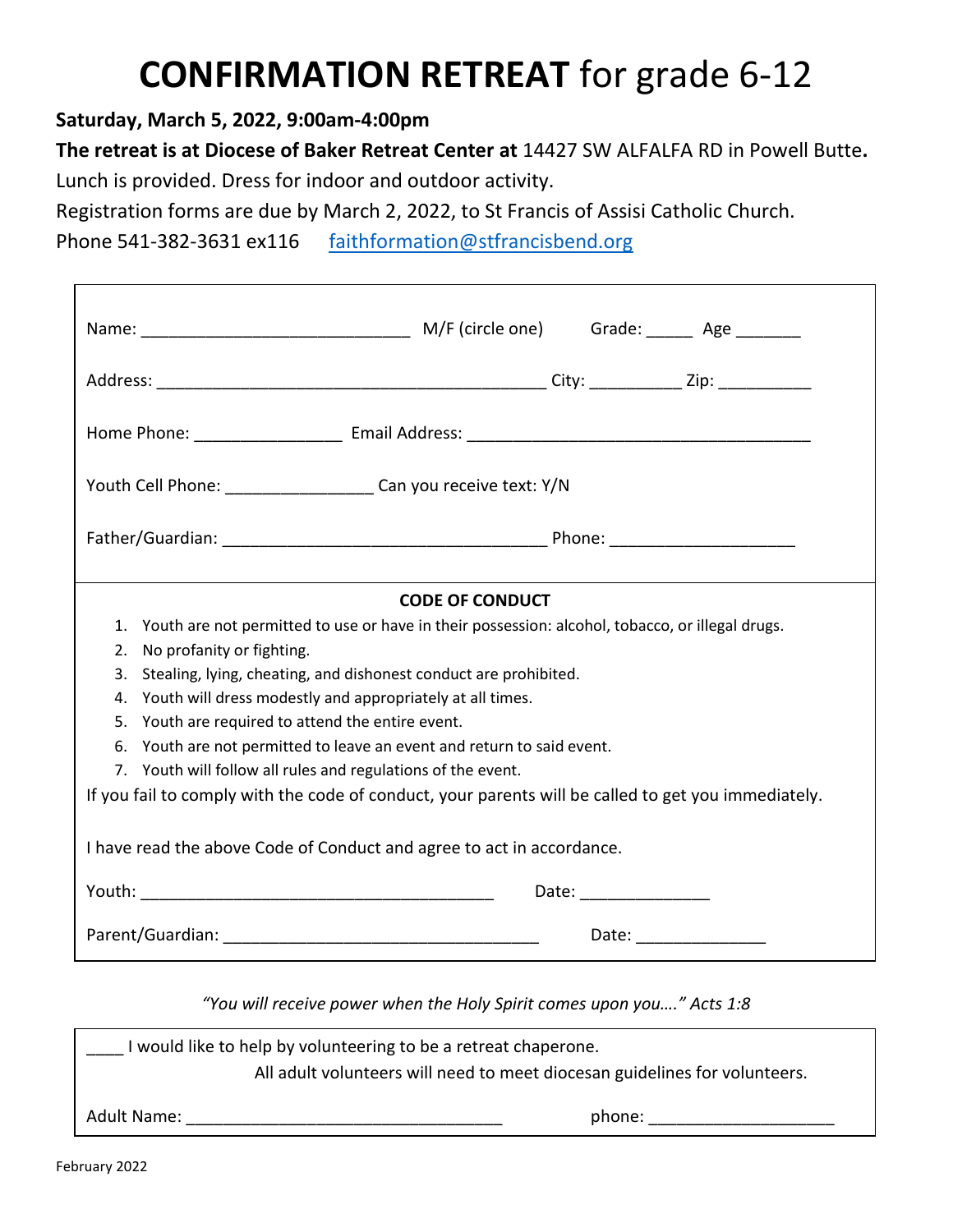# **CONFIRMATION RETREAT** for grade 6-12

**Saturday, March 5, 2022, 9:00am-4:00pm**

**The retreat is at Diocese of Baker Retreat Center at** 14427 SW ALFALFA RD in Powell Butte**.**

Lunch is provided. Dress for indoor and outdoor activity.

Registration forms are due by March 2, 2022, to St Francis of Assisi Catholic Church.

Phone 541-382-3631 ex116 faithformation@stfrancisbend.org

Name: ____________________________ M/F (circle one) Grade: _____ Age _______

Address: _________________________________________ City: __________ Zip: __________

Home Phone: ________________ Email Address: ____________________________________

Youth Cell Phone: ________________ Can you receive text: Y/N

Father/Guardian: __________________________________ Phone: ___________________

**CODE OF CONDUCT**

1. Youth are not permitted to use or have in their possession: alcohol, tobacco, or illegal drugs.
2. No profanity or fighting.
3. Stealing, lying, cheating, and dishonest conduct are prohibited.
4. Youth will dress modestly and appropriately at all times.
5. Youth are required to attend the entire event.
6. Youth are not permitted to leave an event and return to said event.
7. Youth will follow all rules and regulations of the event.

If you fail to comply with the code of conduct, your parents will be called to get you immediately.

I have read the above Code of Conduct and agree to act in accordance.

Youth: _____________________________________ Date: ______________

Parent/Guardian: _________________________________ Date: ______________

*"You will receive power when the Holy Spirit comes upon you…." Acts 1:8*

____ I would like to help by volunteering to be a retreat chaperone.

All adult volunteers will need to meet diocesan guidelines for volunteers.

Adult Name: _________________________________ phone: ___________________

February 2022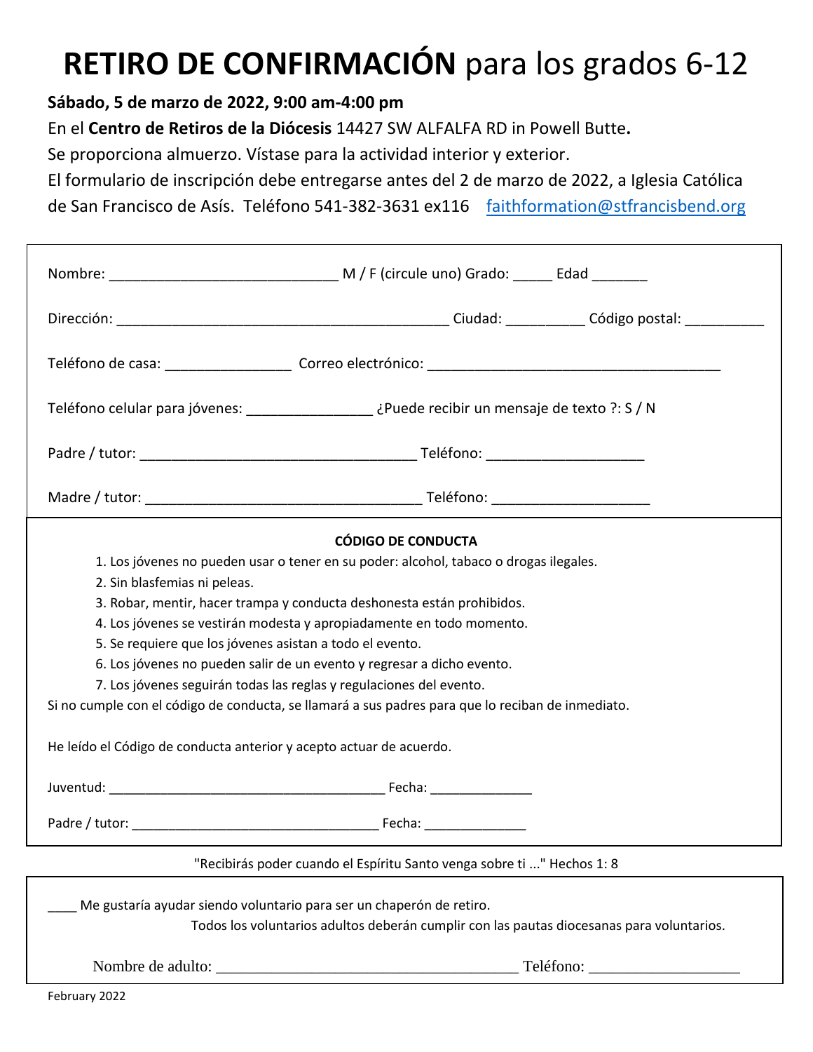# **RETIRO DE CONFIRMACIÓN** para los grados 6-12

**Sábado, 5 de marzo de 2022, 9:00 am-4:00 pm**

En el **Centro de Retiros de la Diócesis** 14427 SW ALFALFA RD in Powell Butte**.**

Se proporciona almuerzo. Vístase para la actividad interior y exterior.

El formulario de inscripción debe entregarse antes del 2 de marzo de 2022, a Iglesia Católica de San Francisco de Asís. Teléfono 541-382-3631 ex116 faithformation@stfrancisbend.org

Nombre: ____________________________ M / F (circule uno) Grado: _____ Edad _______

Dirección: ___________________________________________ Ciudad: __________ Código postal: __________

Teléfono de casa: ________________ Correo electrónico: ______________________________________

Teléfono celular para jóvenes: ________________ ¿Puede recibir un mensaje de texto ?: S / N

Padre / tutor: ___________________________________ Teléfono: ____________________

Madre / tutor: ___________________________________ Teléfono: ____________________

**CÓDIGO DE CONDUCTA**

1. Los jóvenes no pueden usar o tener en su poder: alcohol, tabaco o drogas ilegales.
2. Sin blasfemias ni peleas.
3. Robar, mentir, hacer trampa y conducta deshonesta están prohibidos.
4. Los jóvenes se vestirán modesta y apropiadamente en todo momento.
5. Se requiere que los jóvenes asistan a todo el evento.
6. Los jóvenes no pueden salir de un evento y regresar a dicho evento.
7. Los jóvenes seguirán todas las reglas y regulaciones del evento.

Si no cumple con el código de conducta, se llamará a sus padres para que lo reciban de inmediato.

He leído el Código de conducta anterior y acepto actuar de acuerdo.

Juventud: ____________________________________ Fecha: ______________

Padre / tutor: _________________________________ Fecha: ______________

"Recibirás poder cuando el Espíritu Santo venga sobre ti ..." Hechos 1: 8

____ Me gustaría ayudar siendo voluntario para ser un chaperón de retiro.

Todos los voluntarios adultos deberán cumplir con las pautas diocesanas para voluntarios.

Nombre de adulto: _______________________________________ Teléfono: ___________________

February 2022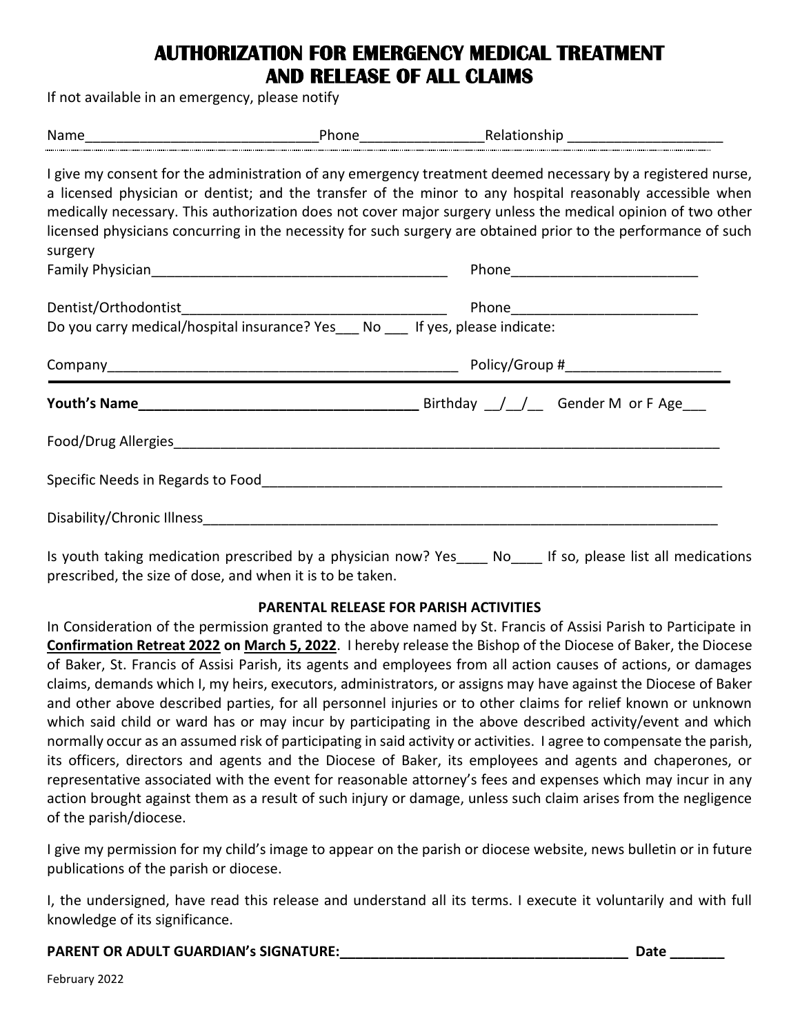# AUTHORIZATION FOR EMERGENCY MEDICAL TREATMENT AND RELEASE OF ALL CLAIMS

If not available in an emergency, please notify

Name______________________________Phone________________Relationship ____________________

I give my consent for the administration of any emergency treatment deemed necessary by a registered nurse, a licensed physician or dentist; and the transfer of the minor to any hospital reasonably accessible when medically necessary. This authorization does not cover major surgery unless the medical opinion of two other licensed physicians concurring in the necessity for such surgery are obtained prior to the performance of such surgery

Family Physician_______________________________________ Phone________________________

Dentist/Orthodontist__________________________________ Phone________________________

Do you carry medical/hospital insurance? Yes___ No ___ If yes, please indicate:

Company_______________________________________________ Policy/Group #____________________

**Youth's Name_____________________________________** Birthday __/__/__ Gender M or F Age___

Food/Drug Allergies___________________________________________________________________________

Specific Needs in Regards to Food______________________________________________________________

Disability/Chronic Illness______________________________________________________________________

Is youth taking medication prescribed by a physician now? Yes____ No____ If so, please list all medications prescribed, the size of dose, and when it is to be taken.

**PARENTAL RELEASE FOR PARISH ACTIVITIES**

In Consideration of the permission granted to the above named by St. Francis of Assisi Parish to Participate in **Confirmation Retreat 2022 on March 5, 2022**. I hereby release the Bishop of the Diocese of Baker, the Diocese of Baker, St. Francis of Assisi Parish, its agents and employees from all action causes of actions, or damages claims, demands which I, my heirs, executors, administrators, or assigns may have against the Diocese of Baker and other above described parties, for all personnel injuries or to other claims for relief known or unknown which said child or ward has or may incur by participating in the above described activity/event and which normally occur as an assumed risk of participating in said activity or activities. I agree to compensate the parish, its officers, directors and agents and the Diocese of Baker, its employees and agents and chaperones, or representative associated with the event for reasonable attorney's fees and expenses which may incur in any action brought against them as a result of such injury or damage, unless such claim arises from the negligence of the parish/diocese.

I give my permission for my child's image to appear on the parish or diocese website, news bulletin or in future publications of the parish or diocese.

I, the undersigned, have read this release and understand all its terms. I execute it voluntarily and with full knowledge of its significance.

**PARENT OR ADULT GUARDIAN's SIGNATURE:______________________________________ Date _______**

February 2022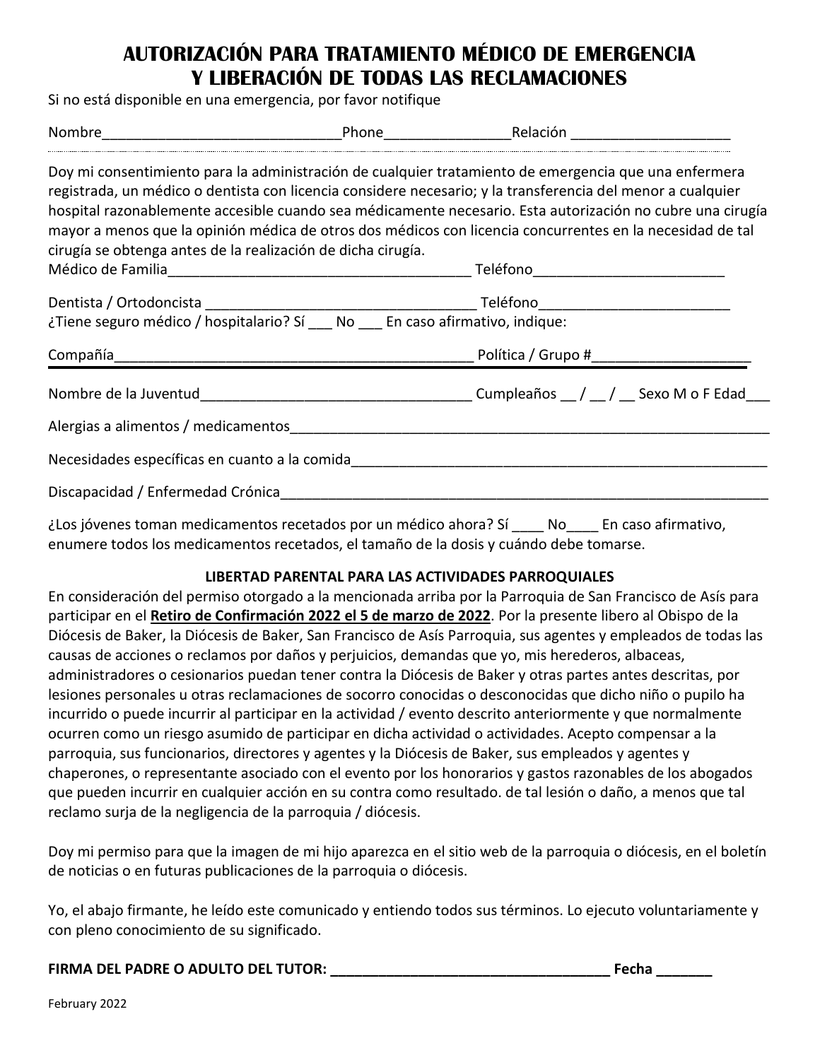# AUTORIZACIÓN PARA TRATAMIENTO MÉDICO DE EMERGENCIA Y LIBERACIÓN DE TODAS LAS RECLAMACIONES

Si no está disponible en una emergencia, por favor notifique

Nombre______________________________Phone_______________Relación ____________________

Doy mi consentimiento para la administración de cualquier tratamiento de emergencia que una enfermera registrada, un médico o dentista con licencia considere necesario; y la transferencia del menor a cualquier hospital razonablemente accesible cuando sea médicamente necesario. Esta autorización no cubre una cirugía mayor a menos que la opinión médica de otros dos médicos con licencia concurrentes en la necesidad de tal cirugía se obtenga antes de la realización de dicha cirugía.

Médico de Familia_______________________________________ Teléfono________________________

Dentista / Ortodoncista ___________________________________ Teléfono________________________

¿Tiene seguro médico / hospitalario? Sí ___ No ___ En caso afirmativo, indique:

Compañía______________________________________________ Política / Grupo #____________________

Nombre de la Juventud___________________________________ Cumpleaños __ / __ / __ Sexo M o F Edad___

Alergias a alimentos / medicamentos______________________________________________________________

Necesidades específicas en cuanto a la comida______________________________________________________

Discapacidad / Enfermedad Crónica_______________________________________________________________

¿Los jóvenes toman medicamentos recetados por un médico ahora? Sí ____ No____ En caso afirmativo, enumere todos los medicamentos recetados, el tamaño de la dosis y cuándo debe tomarse.

**LIBERTAD PARENTAL PARA LAS ACTIVIDADES PARROQUIALES**

En consideración del permiso otorgado a la mencionada arriba por la Parroquia de San Francisco de Asís para participar en el **<u>Retiro de Confirmación 2022 el 5 de marzo de 2022</u>**. Por la presente libero al Obispo de la Diócesis de Baker, la Diócesis de Baker, San Francisco de Asís Parroquia, sus agentes y empleados de todas las causas de acciones o reclamos por daños y perjuicios, demandas que yo, mis herederos, albaceas, administradores o cesionarios puedan tener contra la Diócesis de Baker y otras partes antes descritas, por lesiones personales u otras reclamaciones de socorro conocidas o desconocidas que dicho niño o pupilo ha incurrido o puede incurrir al participar en la actividad / evento descrito anteriormente y que normalmente ocurren como un riesgo asumido de participar en dicha actividad o actividades. Acepto compensar a la parroquia, sus funcionarios, directores y agentes y la Diócesis de Baker, sus empleados y agentes y chaperones, o representante asociado con el evento por los honorarios y gastos razonables de los abogados que pueden incurrir en cualquier acción en su contra como resultado. de tal lesión o daño, a menos que tal reclamo surja de la negligencia de la parroquia / diócesis.

Doy mi permiso para que la imagen de mi hijo aparezca en el sitio web de la parroquia o diócesis, en el boletín de noticias o en futuras publicaciones de la parroquia o diócesis.

Yo, el abajo firmante, he leído este comunicado y entiendo todos sus términos. Lo ejecuto voluntariamente y con pleno conocimiento de su significado.

**FIRMA DEL PADRE O ADULTO DEL TUTOR: ____________________________________ Fecha _______**

February 2022